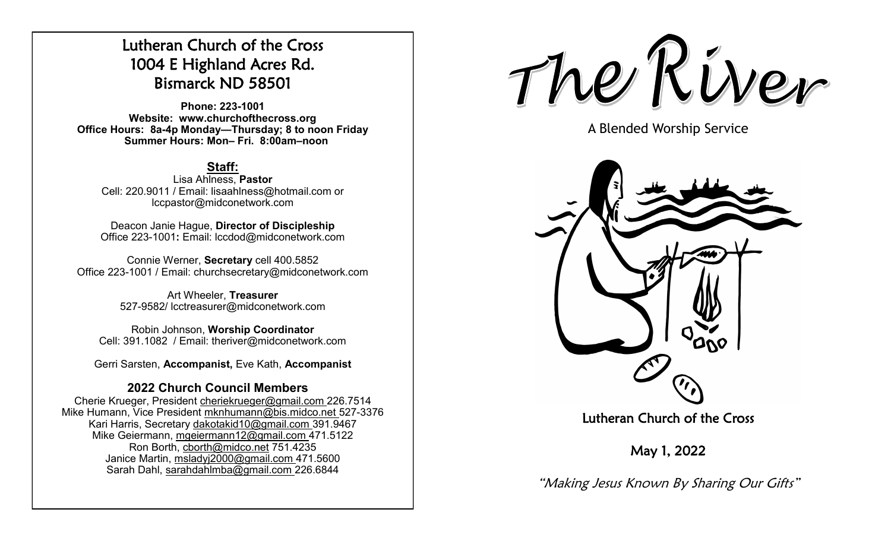# Lutheran Church of the Cross
# 1004 E Highland Acres Rd.
# Bismarck ND 58501

**Phone: 223-1001**
**Website: www.churchofthecross.org**
**Office Hours: 8a-4p Monday—Thursday; 8 to noon Friday**
**Summer Hours: Mon– Fri. 8:00am–noon**

## Staff:

Lisa Ahlness, **Pastor**
Cell: 220.9011 / Email: lisaahlness@hotmail.com or lccpastor@midconetwork.com

Deacon Janie Hague, **Director of Discipleship**
Office 223-1001**:** Email: lccdod@midconetwork.com

Connie Werner, **Secretary** cell 400.5852
Office 223-1001 / Email: churchsecretary@midconetwork.com

Art Wheeler, **Treasurer**
527-9582/ lcctreasurer@midconetwork.com

Robin Johnson, **Worship Coordinator**
Cell: 391.1082 / Email: theriver@midconetwork.com

Gerri Sarsten, **Accompanist,** Eve Kath, **Accompanist**

## 2022 Church Council Members

Cherie Krueger, President cheriekrueger@gmail.com 226.7514
Mike Humann, Vice President mknhumann@bis.midco.net 527-3376
Kari Harris, Secretary dakotakid10@gmail.com 391.9467
Mike Geiermann, mgeiermann12@gmail.com 471.5122
Ron Borth, cborth@midco.net 751.4235
Janice Martin, msladyj2000@gmail.com 471.5600
Sarah Dahl, sarahdahlmba@gmail.com 226.6844

# The River

A Blended Worship Service

Lutheran Church of the Cross

May 1, 2022

"Making Jesus Known By Sharing Our Gifts"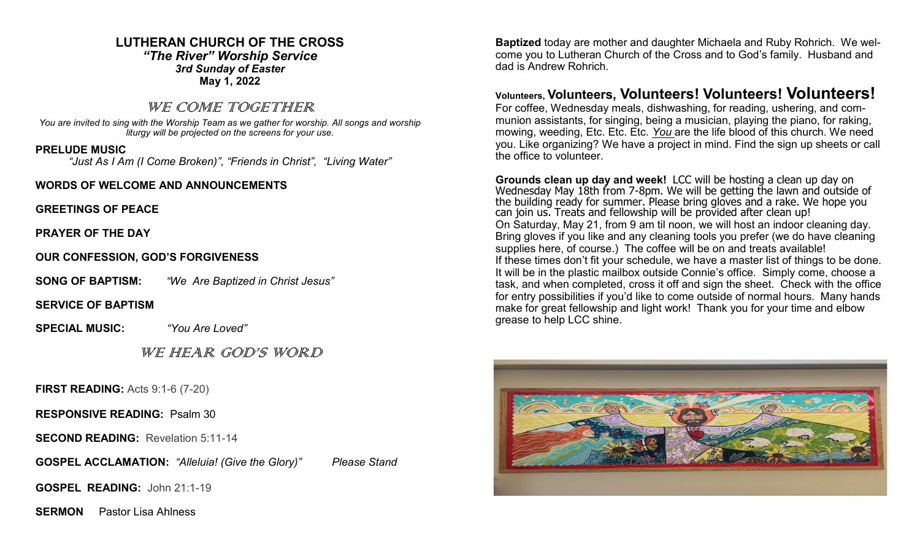# LUTHERAN CHURCH OF THE CROSS

***"The River" Worship Service***

***3rd Sunday of Easter***

**May 1, 2022**

## WE COME TOGETHER

*You are invited to sing with the Worship Team as we gather for worship. All songs and worship liturgy will be projected on the screens for your use.*

**PRELUDE MUSIC**

*"Just As I Am (I Come Broken)", "Friends in Christ", "Living Water"*

**WORDS OF WELCOME AND ANNOUNCEMENTS**

**GREETINGS OF PEACE**

**PRAYER OF THE DAY**

**OUR CONFESSION, GOD'S FORGIVENESS**

**SONG OF BAPTISM:** *"We Are Baptized in Christ Jesus"*

**SERVICE OF BAPTISM**

**SPECIAL MUSIC:** *"You Are Loved"*

## WE HEAR GOD'S WORD

**FIRST READING:** Acts 9:1-6 (7-20)

**RESPONSIVE READING:** Psalm 30

**SECOND READING:** Revelation 5:11-14

**GOSPEL ACCLAMATION:** *"Alleluia! (Give the Glory)"* *Please Stand*

**GOSPEL READING:** John 21:1-19

**SERMON** Pastor Lisa Ahlness

**Baptized** today are mother and daughter Michaela and Ruby Rohrich. We welcome you to Lutheran Church of the Cross and to God's family. Husband and dad is Andrew Rohrich.

**Volunteers, Volunteers, Volunteers! Volunteers! Volunteers!**

For coffee, Wednesday meals, dishwashing, for reading, ushering, and communion assistants, for singing, being a musician, playing the piano, for raking, mowing, weeding, Etc. Etc. Etc. *You* are the life blood of this church. We need you. Like organizing? We have a project in mind. Find the sign up sheets or call the office to volunteer.

**Grounds clean up day and week!** LCC will be hosting a clean up day on Wednesday May 18th from 7-8pm. We will be getting the lawn and outside of the building ready for summer. Please bring gloves and a rake. We hope you can join us. Treats and fellowship will be provided after clean up!

On Saturday, May 21, from 9 am til noon, we will host an indoor cleaning day. Bring gloves if you like and any cleaning tools you prefer (we do have cleaning supplies here, of course.) The coffee will be on and treats available!

If these times don't fit your schedule, we have a master list of things to be done. It will be in the plastic mailbox outside Connie's office. Simply come, choose a task, and when completed, cross it off and sign the sheet. Check with the office for entry possibilities if you'd like to come outside of normal hours. Many hands make for great fellowship and light work! Thank you for your time and elbow grease to help LCC shine.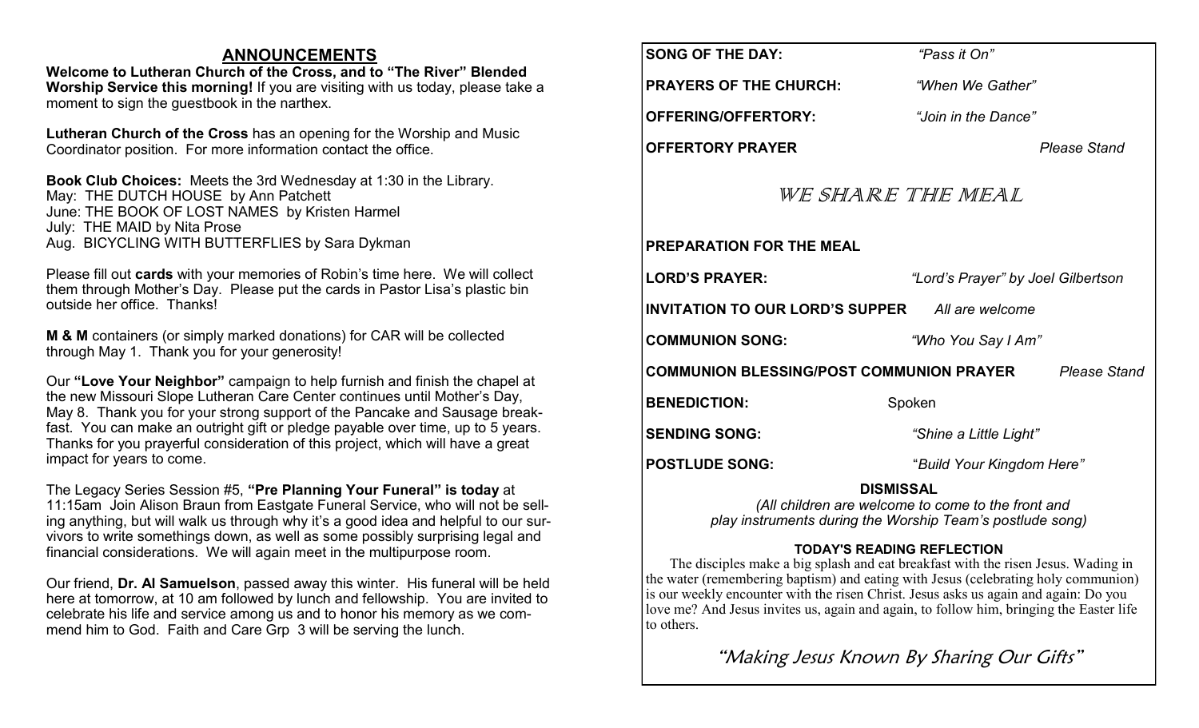## ANNOUNCEMENTS

**Welcome to Lutheran Church of the Cross, and to "The River" Blended Worship Service this morning!** If you are visiting with us today, please take a moment to sign the guestbook in the narthex.

**Lutheran Church of the Cross** has an opening for the Worship and Music Coordinator position. For more information contact the office.

**Book Club Choices:** Meets the 3rd Wednesday at 1:30 in the Library.
May: THE DUTCH HOUSE by Ann Patchett
June: THE BOOK OF LOST NAMES by Kristen Harmel
July: THE MAID by Nita Prose
Aug. BICYCLING WITH BUTTERFLIES by Sara Dykman

Please fill out **cards** with your memories of Robin's time here. We will collect them through Mother's Day. Please put the cards in Pastor Lisa's plastic bin outside her office. Thanks!

**M & M** containers (or simply marked donations) for CAR will be collected through May 1. Thank you for your generosity!

Our **"Love Your Neighbor"** campaign to help furnish and finish the chapel at the new Missouri Slope Lutheran Care Center continues until Mother's Day, May 8. Thank you for your strong support of the Pancake and Sausage breakfast. You can make an outright gift or pledge payable over time, up to 5 years. Thanks for you prayerful consideration of this project, which will have a great impact for years to come.

The Legacy Series Session #5, **"Pre Planning Your Funeral" is today** at 11:15am Join Alison Braun from Eastgate Funeral Service, who will not be selling anything, but will walk us through why it's a good idea and helpful to our survivors to write somethings down, as well as some possibly surprising legal and financial considerations. We will again meet in the multipurpose room.

Our friend, **Dr. Al Samuelson**, passed away this winter. His funeral will be held here at tomorrow, at 10 am followed by lunch and fellowship. You are invited to celebrate his life and service among us and to honor his memory as we commend him to God. Faith and Care Grp 3 will be serving the lunch.

**SONG OF THE DAY:** *"Pass it On"*

**PRAYERS OF THE CHURCH:** *"When We Gather"*

**OFFERING/OFFERTORY:** *"Join in the Dance"*

**OFFERTORY PRAYER** *Please Stand*

## WE SHARE THE MEAL

**PREPARATION FOR THE MEAL**

**LORD'S PRAYER:** *"Lord's Prayer" by Joel Gilbertson*

**INVITATION TO OUR LORD'S SUPPER** *All are welcome*

**COMMUNION SONG:** *"Who You Say I Am"*

**COMMUNION BLESSING/POST COMMUNION PRAYER** *Please Stand*

**BENEDICTION:** Spoken

**SENDING SONG:** *"Shine a Little Light"*

**POSTLUDE SONG:** *"Build Your Kingdom Here"*

**DISMISSAL**

*(All children are welcome to come to the front and play instruments during the Worship Team's postlude song)*

**TODAY'S READING REFLECTION**

The disciples make a big splash and eat breakfast with the risen Jesus. Wading in the water (remembering baptism) and eating with Jesus (celebrating holy communion) is our weekly encounter with the risen Christ. Jesus asks us again and again: Do you love me? And Jesus invites us, again and again, to follow him, bringing the Easter life to others.

"Making Jesus Known By Sharing Our Gifts"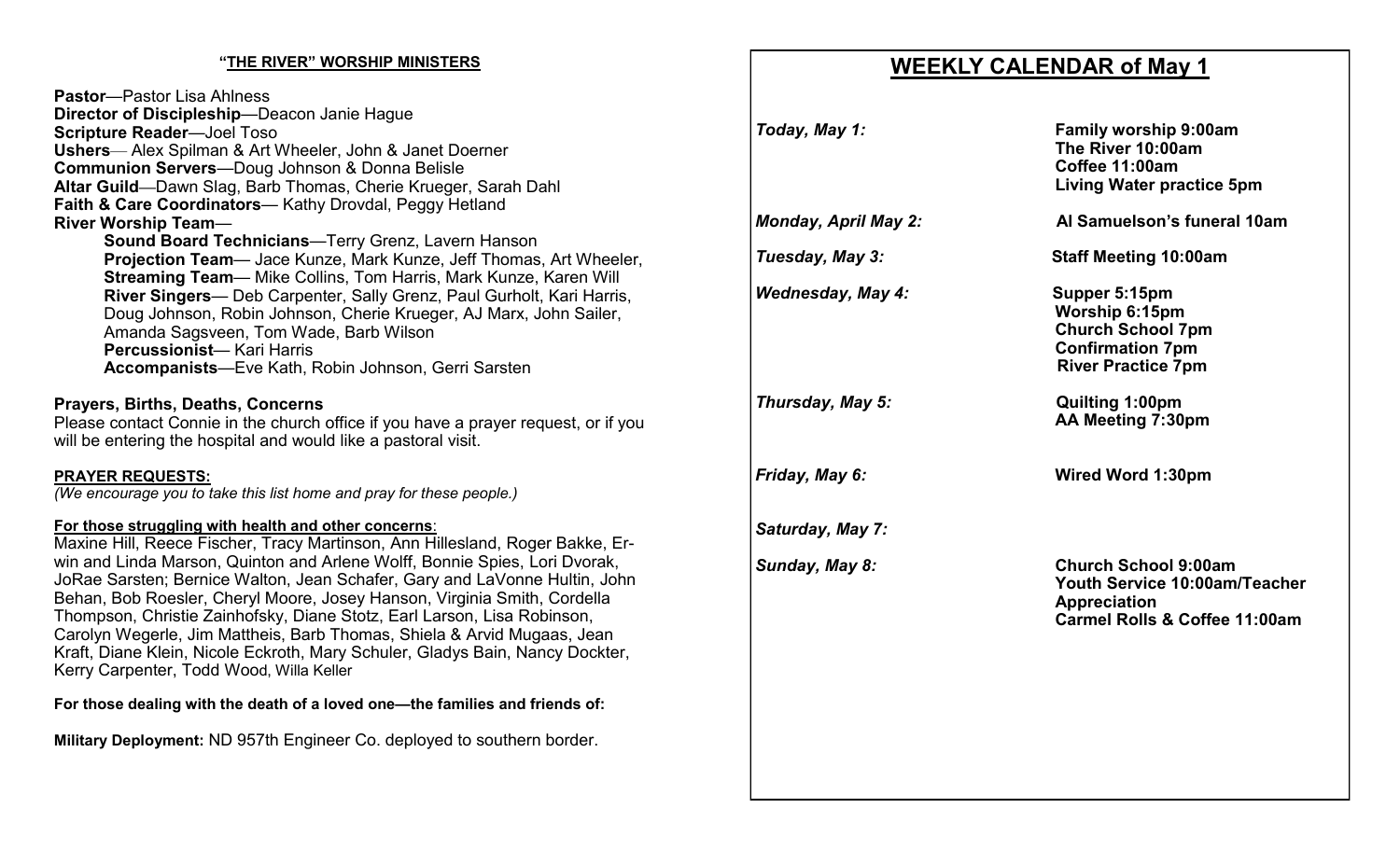## "THE RIVER" WORSHIP MINISTERS

**Pastor**—Pastor Lisa Ahlness
**Director of Discipleship**—Deacon Janie Hague
**Scripture Reader**—Joel Toso
**Ushers**— Alex Spilman & Art Wheeler, John & Janet Doerner
**Communion Servers**—Doug Johnson & Donna Belisle
**Altar Guild**—Dawn Slag, Barb Thomas, Cherie Krueger, Sarah Dahl
**Faith & Care Coordinators**— Kathy Drovdal, Peggy Hetland
**River Worship Team**—

- **Sound Board Technicians**—Terry Grenz, Lavern Hanson
- **Projection Team**— Jace Kunze, Mark Kunze, Jeff Thomas, Art Wheeler,
- **Streaming Team**— Mike Collins, Tom Harris, Mark Kunze, Karen Will
- **River Singers**— Deb Carpenter, Sally Grenz, Paul Gurholt, Kari Harris, Doug Johnson, Robin Johnson, Cherie Krueger, AJ Marx, John Sailer, Amanda Sagsveen, Tom Wade, Barb Wilson
- **Percussionist**— Kari Harris
- **Accompanists**—Eve Kath, Robin Johnson, Gerri Sarsten

**Prayers, Births, Deaths, Concerns**

Please contact Connie in the church office if you have a prayer request, or if you will be entering the hospital and would like a pastoral visit.

**PRAYER REQUESTS:**

*(We encourage you to take this list home and pray for these people.)*

**For those struggling with health and other concerns**:

Maxine Hill, Reece Fischer, Tracy Martinson, Ann Hillesland, Roger Bakke, Erwin and Linda Marson, Quinton and Arlene Wolff, Bonnie Spies, Lori Dvorak, JoRae Sarsten; Bernice Walton, Jean Schafer, Gary and LaVonne Hultin, John Behan, Bob Roesler, Cheryl Moore, Josey Hanson, Virginia Smith, Cordella Thompson, Christie Zainhofsky, Diane Stotz, Earl Larson, Lisa Robinson, Carolyn Wegerle, Jim Mattheis, Barb Thomas, Shiela & Arvid Mugaas, Jean Kraft, Diane Klein, Nicole Eckroth, Mary Schuler, Gladys Bain, Nancy Dockter, Kerry Carpenter, Todd Wood, Willa Keller

**For those dealing with the death of a loved one—the families and friends of:**

**Military Deployment:** ND 957th Engineer Co. deployed to southern border.

## WEEKLY CALENDAR of May 1

| | |
|---|---|
| *Today, May 1:* | **Family worship 9:00am**<br>**The River 10:00am**<br>**Coffee 11:00am**<br>**Living Water practice 5pm** |
| *Monday, April May 2:* | **Al Samuelson's funeral 10am** |
| *Tuesday, May 3:* | **Staff Meeting 10:00am** |
| *Wednesday, May 4:* | **Supper 5:15pm**<br>**Worship 6:15pm**<br>**Church School 7pm**<br>**Confirmation 7pm**<br>**River Practice 7pm** |
| *Thursday, May 5:* | **Quilting 1:00pm**<br>**AA Meeting 7:30pm** |
| *Friday, May 6:* | **Wired Word 1:30pm** |
| *Saturday, May 7:* | |
| *Sunday, May 8:* | **Church School 9:00am**<br>**Youth Service 10:00am/Teacher Appreciation**<br>**Carmel Rolls & Coffee 11:00am** |